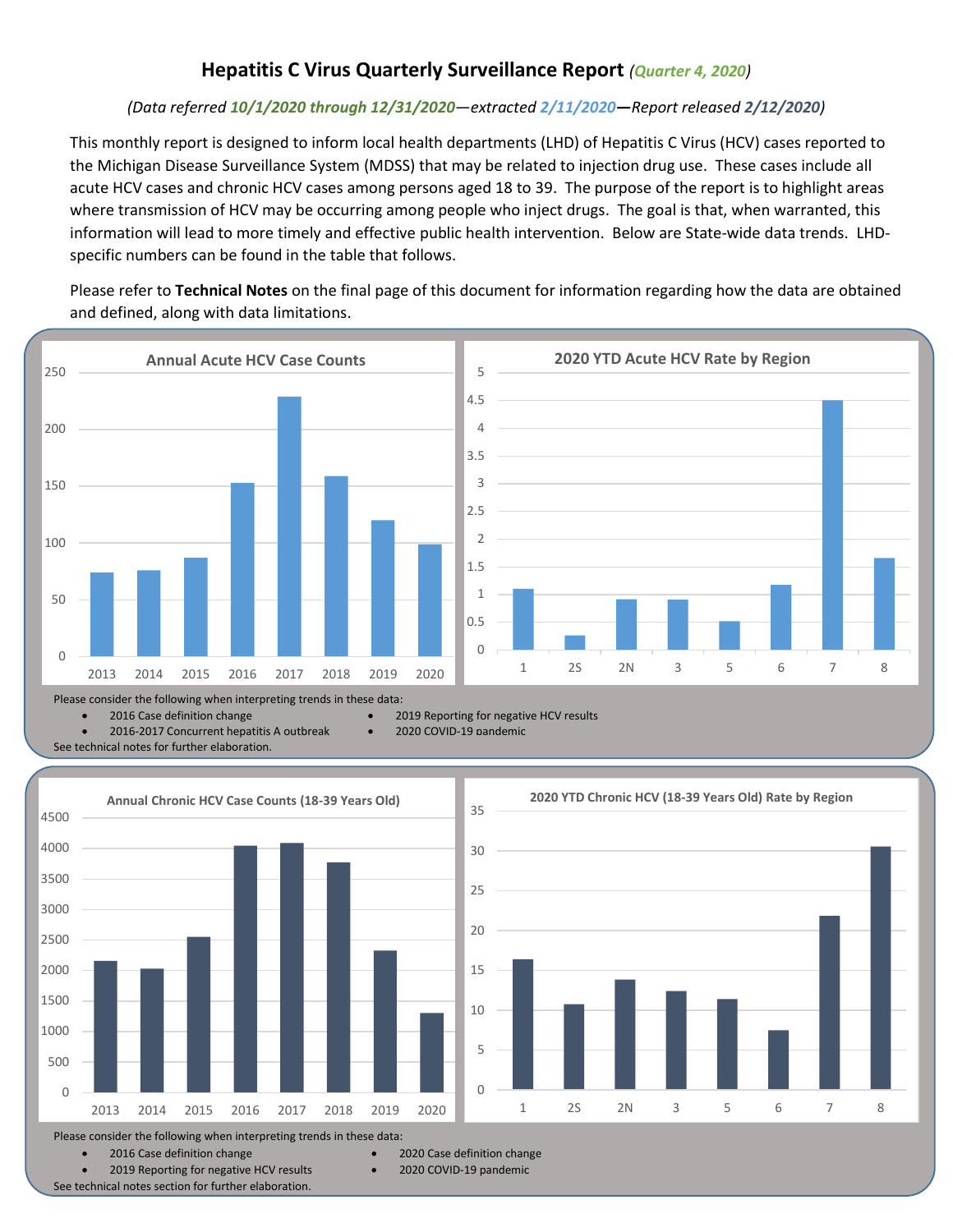# Hepatitis C Virus Quarterly Surveillance Report *(Quarter 4, 2020)*

*(Data referred 10/1/2020 through 12/31/2020—extracted 2/11/2020—Report released 2/12/2020)*

This monthly report is designed to inform local health departments (LHD) of Hepatitis C Virus (HCV) cases reported to the Michigan Disease Surveillance System (MDSS) that may be related to injection drug use. These cases include all acute HCV cases and chronic HCV cases among persons aged 18 to 39. The purpose of the report is to highlight areas where transmission of HCV may be occurring among people who inject drugs. The goal is that, when warranted, this information will lead to more timely and effective public health intervention. Below are State-wide data trends. LHD-specific numbers can be found in the table that follows.

Please refer to **Technical Notes** on the final page of this document for information regarding how the data are obtained and defined, along with data limitations.

**Annual Acute HCV Case Counts**

**2020 YTD Acute HCV Rate by Region**

Please consider the following when interpreting trends in these data:

- 2016 Case definition change
- 2016-2017 Concurrent hepatitis A outbreak
- 2019 Reporting for negative HCV results
- 2020 COVID-19 pandemic

See technical notes for further elaboration.

**Annual Chronic HCV Case Counts (18-39 Years Old)**

**2020 YTD Chronic HCV (18-39 Years Old) Rate by Region**

Please consider the following when interpreting trends in these data:

- 2016 Case definition change
- 2019 Reporting for negative HCV results
- 2020 Case definition change
- 2020 COVID-19 pandemic

See technical notes section for further elaboration.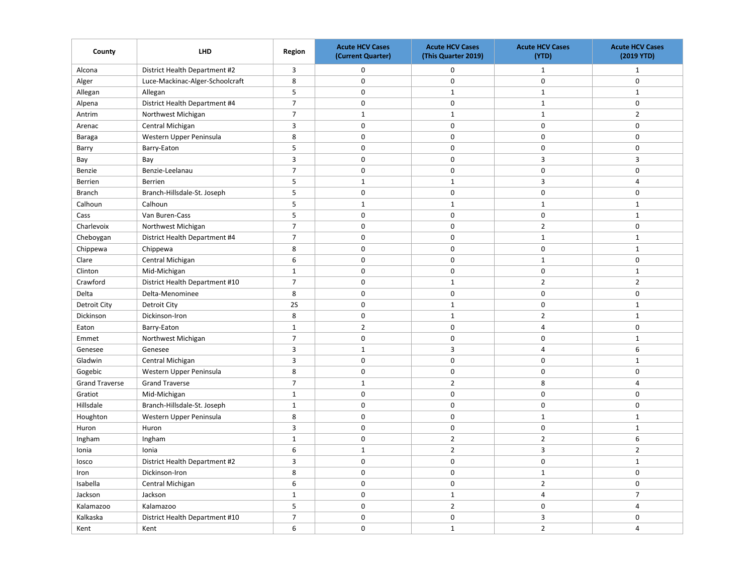| County | LHD | Region | Acute HCV Cases (Current Quarter) | Acute HCV Cases (This Quarter 2019) | Acute HCV Cases (YTD) | Acute HCV Cases (2019 YTD) |
|---|---|---|---|---|---|---|
| Alcona | District Health Department #2 | 3 | 0 | 0 | 1 | 1 |
| Alger | Luce-Mackinac-Alger-Schoolcraft | 8 | 0 | 0 | 0 | 0 |
| Allegan | Allegan | 5 | 0 | 1 | 1 | 1 |
| Alpena | District Health Department #4 | 7 | 0 | 0 | 1 | 0 |
| Antrim | Northwest Michigan | 7 | 1 | 1 | 1 | 2 |
| Arenac | Central Michigan | 3 | 0 | 0 | 0 | 0 |
| Baraga | Western Upper Peninsula | 8 | 0 | 0 | 0 | 0 |
| Barry | Barry-Eaton | 5 | 0 | 0 | 0 | 0 |
| Bay | Bay | 3 | 0 | 0 | 3 | 3 |
| Benzie | Benzie-Leelanau | 7 | 0 | 0 | 0 | 0 |
| Berrien | Berrien | 5 | 1 | 1 | 3 | 4 |
| Branch | Branch-Hillsdale-St. Joseph | 5 | 0 | 0 | 0 | 0 |
| Calhoun | Calhoun | 5 | 1 | 1 | 1 | 1 |
| Cass | Van Buren-Cass | 5 | 0 | 0 | 0 | 1 |
| Charlevoix | Northwest Michigan | 7 | 0 | 0 | 2 | 0 |
| Cheboygan | District Health Department #4 | 7 | 0 | 0 | 1 | 1 |
| Chippewa | Chippewa | 8 | 0 | 0 | 0 | 1 |
| Clare | Central Michigan | 6 | 0 | 0 | 1 | 0 |
| Clinton | Mid-Michigan | 1 | 0 | 0 | 0 | 1 |
| Crawford | District Health Department #10 | 7 | 0 | 1 | 2 | 2 |
| Delta | Delta-Menominee | 8 | 0 | 0 | 0 | 0 |
| Detroit City | Detroit City | 2S | 0 | 1 | 0 | 1 |
| Dickinson | Dickinson-Iron | 8 | 0 | 1 | 2 | 1 |
| Eaton | Barry-Eaton | 1 | 2 | 0 | 4 | 0 |
| Emmet | Northwest Michigan | 7 | 0 | 0 | 0 | 1 |
| Genesee | Genesee | 3 | 1 | 3 | 4 | 6 |
| Gladwin | Central Michigan | 3 | 0 | 0 | 0 | 1 |
| Gogebic | Western Upper Peninsula | 8 | 0 | 0 | 0 | 0 |
| Grand Traverse | Grand Traverse | 7 | 1 | 2 | 8 | 4 |
| Gratiot | Mid-Michigan | 1 | 0 | 0 | 0 | 0 |
| Hillsdale | Branch-Hillsdale-St. Joseph | 1 | 0 | 0 | 0 | 0 |
| Houghton | Western Upper Peninsula | 8 | 0 | 0 | 1 | 1 |
| Huron | Huron | 3 | 0 | 0 | 0 | 1 |
| Ingham | Ingham | 1 | 0 | 2 | 2 | 6 |
| Ionia | Ionia | 6 | 1 | 2 | 3 | 2 |
| Iosco | District Health Department #2 | 3 | 0 | 0 | 0 | 1 |
| Iron | Dickinson-Iron | 8 | 0 | 0 | 1 | 0 |
| Isabella | Central Michigan | 6 | 0 | 0 | 2 | 0 |
| Jackson | Jackson | 1 | 0 | 1 | 4 | 7 |
| Kalamazoo | Kalamazoo | 5 | 0 | 2 | 0 | 4 |
| Kalkaska | District Health Department #10 | 7 | 0 | 0 | 3 | 0 |
| Kent | Kent | 6 | 0 | 1 | 2 | 4 |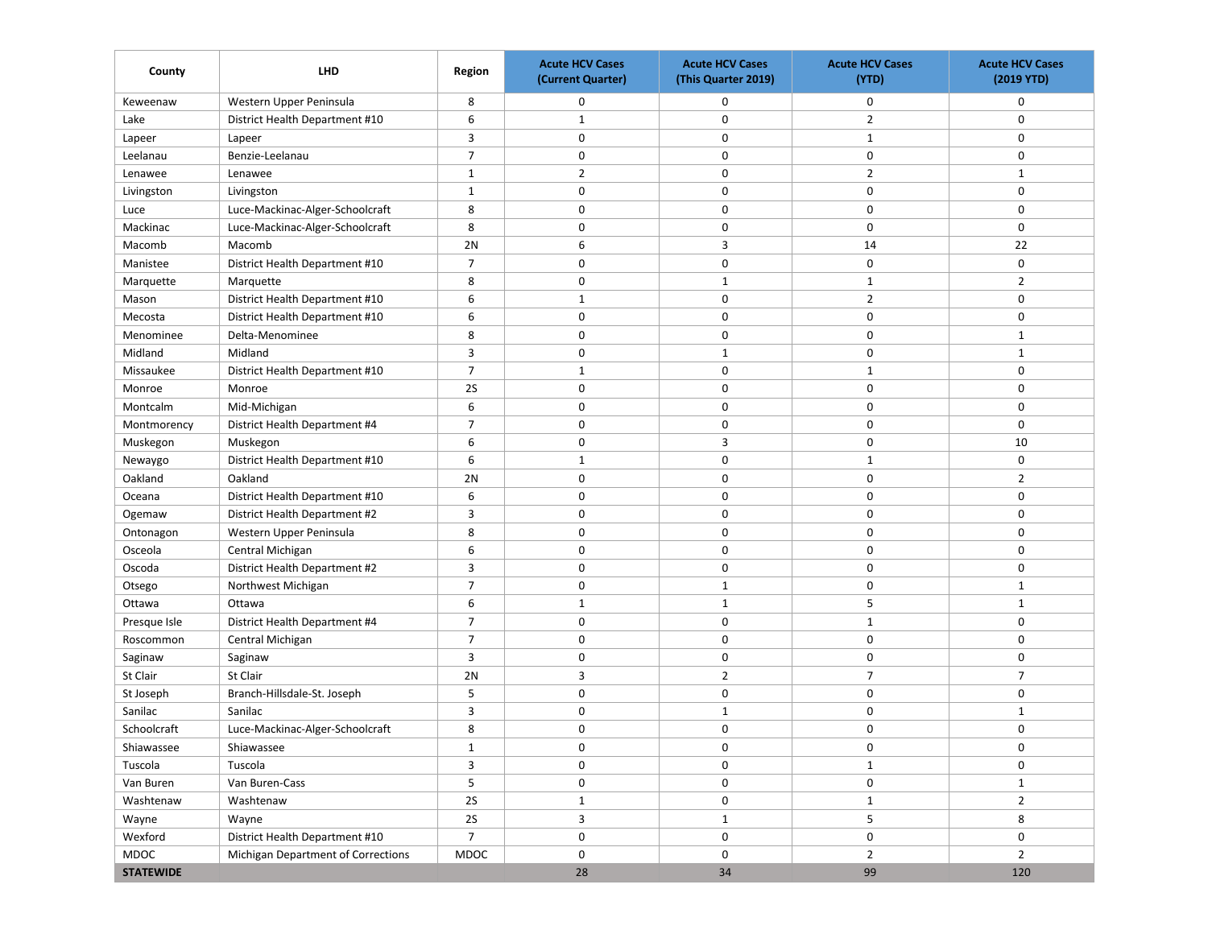| County | LHD | Region | Acute HCV Cases (Current Quarter) | Acute HCV Cases (This Quarter 2019) | Acute HCV Cases (YTD) | Acute HCV Cases (2019 YTD) |
|---|---|---|---|---|---|---|
| Keweenaw | Western Upper Peninsula | 8 | 0 | 0 | 0 | 0 |
| Lake | District Health Department #10 | 6 | 1 | 0 | 2 | 0 |
| Lapeer | Lapeer | 3 | 0 | 0 | 1 | 0 |
| Leelanau | Benzie-Leelanau | 7 | 0 | 0 | 0 | 0 |
| Lenawee | Lenawee | 1 | 2 | 0 | 2 | 1 |
| Livingston | Livingston | 1 | 0 | 0 | 0 | 0 |
| Luce | Luce-Mackinac-Alger-Schoolcraft | 8 | 0 | 0 | 0 | 0 |
| Mackinac | Luce-Mackinac-Alger-Schoolcraft | 8 | 0 | 0 | 0 | 0 |
| Macomb | Macomb | 2N | 6 | 3 | 14 | 22 |
| Manistee | District Health Department #10 | 7 | 0 | 0 | 0 | 0 |
| Marquette | Marquette | 8 | 0 | 1 | 1 | 2 |
| Mason | District Health Department #10 | 6 | 1 | 0 | 2 | 0 |
| Mecosta | District Health Department #10 | 6 | 0 | 0 | 0 | 0 |
| Menominee | Delta-Menominee | 8 | 0 | 0 | 0 | 1 |
| Midland | Midland | 3 | 0 | 1 | 0 | 1 |
| Missaukee | District Health Department #10 | 7 | 1 | 0 | 1 | 0 |
| Monroe | Monroe | 2S | 0 | 0 | 0 | 0 |
| Montcalm | Mid-Michigan | 6 | 0 | 0 | 0 | 0 |
| Montmorency | District Health Department #4 | 7 | 0 | 0 | 0 | 0 |
| Muskegon | Muskegon | 6 | 0 | 3 | 0 | 10 |
| Newaygo | District Health Department #10 | 6 | 1 | 0 | 1 | 0 |
| Oakland | Oakland | 2N | 0 | 0 | 0 | 2 |
| Oceana | District Health Department #10 | 6 | 0 | 0 | 0 | 0 |
| Ogemaw | District Health Department #2 | 3 | 0 | 0 | 0 | 0 |
| Ontonagon | Western Upper Peninsula | 8 | 0 | 0 | 0 | 0 |
| Osceola | Central Michigan | 6 | 0 | 0 | 0 | 0 |
| Oscoda | District Health Department #2 | 3 | 0 | 0 | 0 | 0 |
| Otsego | Northwest Michigan | 7 | 0 | 1 | 0 | 1 |
| Ottawa | Ottawa | 6 | 1 | 1 | 5 | 1 |
| Presque Isle | District Health Department #4 | 7 | 0 | 0 | 1 | 0 |
| Roscommon | Central Michigan | 7 | 0 | 0 | 0 | 0 |
| Saginaw | Saginaw | 3 | 0 | 0 | 0 | 0 |
| St Clair | St Clair | 2N | 3 | 2 | 7 | 7 |
| St Joseph | Branch-Hillsdale-St. Joseph | 5 | 0 | 0 | 0 | 0 |
| Sanilac | Sanilac | 3 | 0 | 1 | 0 | 1 |
| Schoolcraft | Luce-Mackinac-Alger-Schoolcraft | 8 | 0 | 0 | 0 | 0 |
| Shiawassee | Shiawassee | 1 | 0 | 0 | 0 | 0 |
| Tuscola | Tuscola | 3 | 0 | 0 | 1 | 0 |
| Van Buren | Van Buren-Cass | 5 | 0 | 0 | 0 | 1 |
| Washtenaw | Washtenaw | 2S | 1 | 0 | 1 | 2 |
| Wayne | Wayne | 2S | 3 | 1 | 5 | 8 |
| Wexford | District Health Department #10 | 7 | 0 | 0 | 0 | 0 |
| MDOC | Michigan Department of Corrections | MDOC | 0 | 0 | 2 | 2 |
| **STATEWIDE** | | | 28 | 34 | 99 | 120 |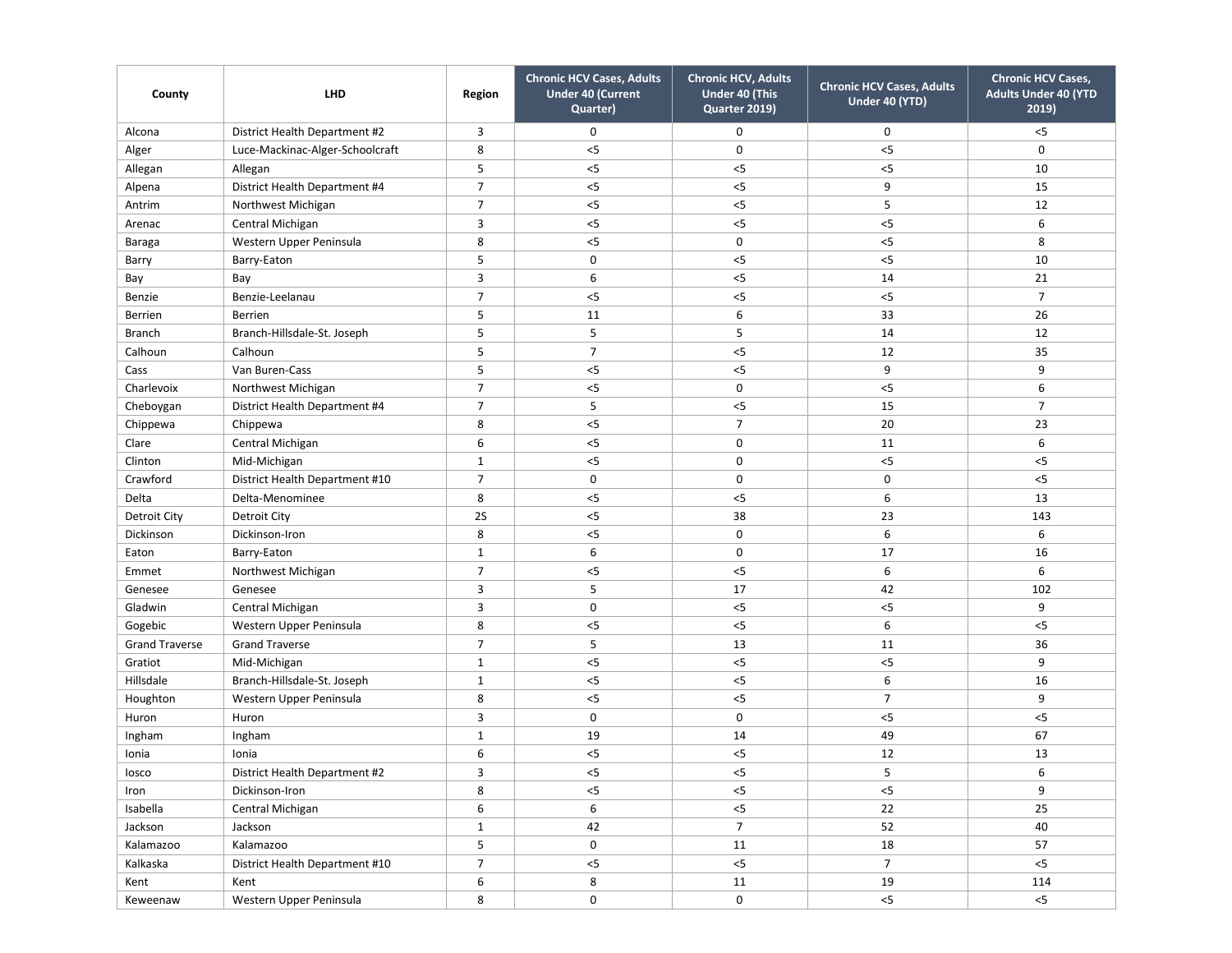| County | LHD | Region | Chronic HCV Cases, Adults Under 40 (Current Quarter) | Chronic HCV, Adults Under 40 (This Quarter 2019) | Chronic HCV Cases, Adults Under 40 (YTD) | Chronic HCV Cases, Adults Under 40 (YTD 2019) |
|---|---|---|---|---|---|---|
| Alcona | District Health Department #2 | 3 | 0 | 0 | 0 | <5 |
| Alger | Luce-Mackinac-Alger-Schoolcraft | 8 | <5 | 0 | <5 | 0 |
| Allegan | Allegan | 5 | <5 | <5 | <5 | 10 |
| Alpena | District Health Department #4 | 7 | <5 | <5 | 9 | 15 |
| Antrim | Northwest Michigan | 7 | <5 | <5 | 5 | 12 |
| Arenac | Central Michigan | 3 | <5 | <5 | <5 | 6 |
| Baraga | Western Upper Peninsula | 8 | <5 | 0 | <5 | 8 |
| Barry | Barry-Eaton | 5 | 0 | <5 | <5 | 10 |
| Bay | Bay | 3 | 6 | <5 | 14 | 21 |
| Benzie | Benzie-Leelanau | 7 | <5 | <5 | <5 | 7 |
| Berrien | Berrien | 5 | 11 | 6 | 33 | 26 |
| Branch | Branch-Hillsdale-St. Joseph | 5 | 5 | 5 | 14 | 12 |
| Calhoun | Calhoun | 5 | 7 | <5 | 12 | 35 |
| Cass | Van Buren-Cass | 5 | <5 | <5 | 9 | 9 |
| Charlevoix | Northwest Michigan | 7 | <5 | 0 | <5 | 6 |
| Cheboygan | District Health Department #4 | 7 | 5 | <5 | 15 | 7 |
| Chippewa | Chippewa | 8 | <5 | 7 | 20 | 23 |
| Clare | Central Michigan | 6 | <5 | 0 | 11 | 6 |
| Clinton | Mid-Michigan | 1 | <5 | 0 | <5 | <5 |
| Crawford | District Health Department #10 | 7 | 0 | 0 | 0 | <5 |
| Delta | Delta-Menominee | 8 | <5 | <5 | 6 | 13 |
| Detroit City | Detroit City | 2S | <5 | 38 | 23 | 143 |
| Dickinson | Dickinson-Iron | 8 | <5 | 0 | 6 | 6 |
| Eaton | Barry-Eaton | 1 | 6 | 0 | 17 | 16 |
| Emmet | Northwest Michigan | 7 | <5 | <5 | 6 | 6 |
| Genesee | Genesee | 3 | 5 | 17 | 42 | 102 |
| Gladwin | Central Michigan | 3 | 0 | <5 | <5 | 9 |
| Gogebic | Western Upper Peninsula | 8 | <5 | <5 | 6 | <5 |
| Grand Traverse | Grand Traverse | 7 | 5 | 13 | 11 | 36 |
| Gratiot | Mid-Michigan | 1 | <5 | <5 | <5 | 9 |
| Hillsdale | Branch-Hillsdale-St. Joseph | 1 | <5 | <5 | 6 | 16 |
| Houghton | Western Upper Peninsula | 8 | <5 | <5 | 7 | 9 |
| Huron | Huron | 3 | 0 | 0 | <5 | <5 |
| Ingham | Ingham | 1 | 19 | 14 | 49 | 67 |
| Ionia | Ionia | 6 | <5 | <5 | 12 | 13 |
| Iosco | District Health Department #2 | 3 | <5 | <5 | 5 | 6 |
| Iron | Dickinson-Iron | 8 | <5 | <5 | <5 | 9 |
| Isabella | Central Michigan | 6 | 6 | <5 | 22 | 25 |
| Jackson | Jackson | 1 | 42 | 7 | 52 | 40 |
| Kalamazoo | Kalamazoo | 5 | 0 | 11 | 18 | 57 |
| Kalkaska | District Health Department #10 | 7 | <5 | <5 | 7 | <5 |
| Kent | Kent | 6 | 8 | 11 | 19 | 114 |
| Keweenaw | Western Upper Peninsula | 8 | 0 | 0 | <5 | <5 |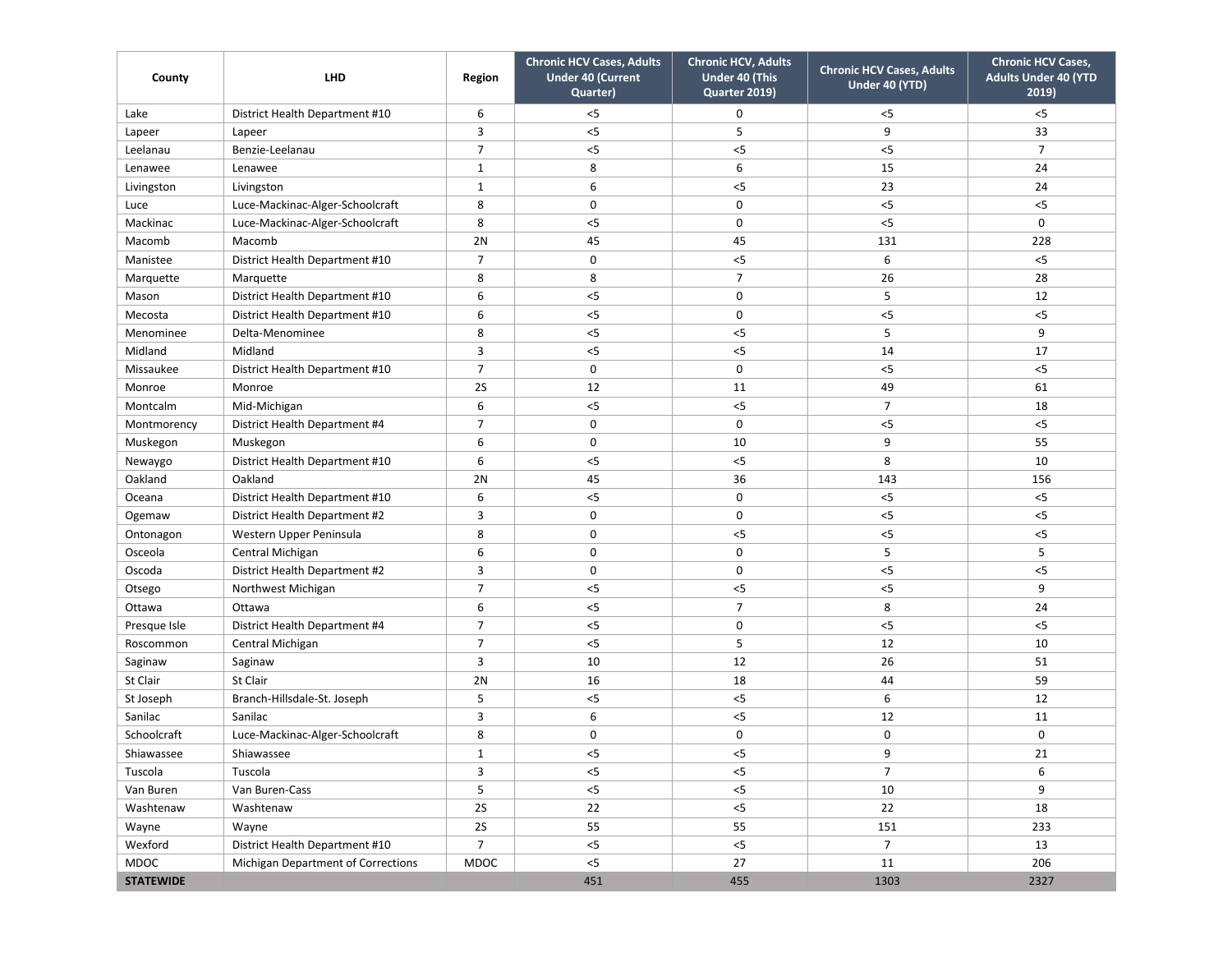| County | LHD | Region | Chronic HCV Cases, Adults Under 40 (Current Quarter) | Chronic HCV, Adults Under 40 (This Quarter 2019) | Chronic HCV Cases, Adults Under 40 (YTD) | Chronic HCV Cases, Adults Under 40 (YTD 2019) |
|---|---|---|---|---|---|---|
| Lake | District Health Department #10 | 6 | <5 | 0 | <5 | <5 |
| Lapeer | Lapeer | 3 | <5 | 5 | 9 | 33 |
| Leelanau | Benzie-Leelanau | 7 | <5 | <5 | <5 | 7 |
| Lenawee | Lenawee | 1 | 8 | 6 | 15 | 24 |
| Livingston | Livingston | 1 | 6 | <5 | 23 | 24 |
| Luce | Luce-Mackinac-Alger-Schoolcraft | 8 | 0 | 0 | <5 | <5 |
| Mackinac | Luce-Mackinac-Alger-Schoolcraft | 8 | <5 | 0 | <5 | 0 |
| Macomb | Macomb | 2N | 45 | 45 | 131 | 228 |
| Manistee | District Health Department #10 | 7 | 0 | <5 | 6 | <5 |
| Marquette | Marquette | 8 | 8 | 7 | 26 | 28 |
| Mason | District Health Department #10 | 6 | <5 | 0 | 5 | 12 |
| Mecosta | District Health Department #10 | 6 | <5 | 0 | <5 | <5 |
| Menominee | Delta-Menominee | 8 | <5 | <5 | 5 | 9 |
| Midland | Midland | 3 | <5 | <5 | 14 | 17 |
| Missaukee | District Health Department #10 | 7 | 0 | 0 | <5 | <5 |
| Monroe | Monroe | 2S | 12 | 11 | 49 | 61 |
| Montcalm | Mid-Michigan | 6 | <5 | <5 | 7 | 18 |
| Montmorency | District Health Department #4 | 7 | 0 | 0 | <5 | <5 |
| Muskegon | Muskegon | 6 | 0 | 10 | 9 | 55 |
| Newaygo | District Health Department #10 | 6 | <5 | <5 | 8 | 10 |
| Oakland | Oakland | 2N | 45 | 36 | 143 | 156 |
| Oceana | District Health Department #10 | 6 | <5 | 0 | <5 | <5 |
| Ogemaw | District Health Department #2 | 3 | 0 | 0 | <5 | <5 |
| Ontonagon | Western Upper Peninsula | 8 | 0 | <5 | <5 | <5 |
| Osceola | Central Michigan | 6 | 0 | 0 | 5 | 5 |
| Oscoda | District Health Department #2 | 3 | 0 | 0 | <5 | <5 |
| Otsego | Northwest Michigan | 7 | <5 | <5 | <5 | 9 |
| Ottawa | Ottawa | 6 | <5 | 7 | 8 | 24 |
| Presque Isle | District Health Department #4 | 7 | <5 | 0 | <5 | <5 |
| Roscommon | Central Michigan | 7 | <5 | 5 | 12 | 10 |
| Saginaw | Saginaw | 3 | 10 | 12 | 26 | 51 |
| St Clair | St Clair | 2N | 16 | 18 | 44 | 59 |
| St Joseph | Branch-Hillsdale-St. Joseph | 5 | <5 | <5 | 6 | 12 |
| Sanilac | Sanilac | 3 | 6 | <5 | 12 | 11 |
| Schoolcraft | Luce-Mackinac-Alger-Schoolcraft | 8 | 0 | 0 | 0 | 0 |
| Shiawassee | Shiawassee | 1 | <5 | <5 | 9 | 21 |
| Tuscola | Tuscola | 3 | <5 | <5 | 7 | 6 |
| Van Buren | Van Buren-Cass | 5 | <5 | <5 | 10 | 9 |
| Washtenaw | Washtenaw | 2S | 22 | <5 | 22 | 18 |
| Wayne | Wayne | 2S | 55 | 55 | 151 | 233 |
| Wexford | District Health Department #10 | 7 | <5 | <5 | 7 | 13 |
| MDOC | Michigan Department of Corrections | MDOC | <5 | 27 | 11 | 206 |
| **STATEWIDE** | | | 451 | 455 | 1303 | 2327 |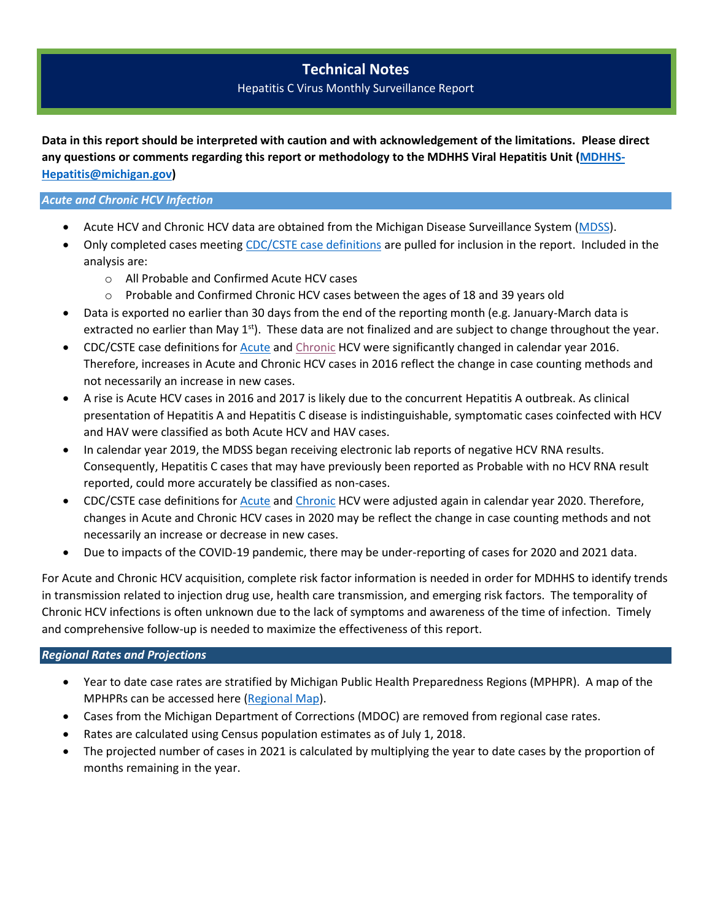# Technical Notes

Hepatitis C Virus Monthly Surveillance Report

**Data in this report should be interpreted with caution and with acknowledgement of the limitations. Please direct any questions or comments regarding this report or methodology to the MDHHS Viral Hepatitis Unit (MDHHS-Hepatitis@michigan.gov)**

## *Acute and Chronic HCV Infection*

- Acute HCV and Chronic HCV data are obtained from the Michigan Disease Surveillance System (MDSS).
- Only completed cases meeting CDC/CSTE case definitions are pulled for inclusion in the report. Included in the analysis are:
  - All Probable and Confirmed Acute HCV cases
  - Probable and Confirmed Chronic HCV cases between the ages of 18 and 39 years old
- Data is exported no earlier than 30 days from the end of the reporting month (e.g. January-March data is extracted no earlier than May 1st). These data are not finalized and are subject to change throughout the year.
- CDC/CSTE case definitions for Acute and Chronic HCV were significantly changed in calendar year 2016. Therefore, increases in Acute and Chronic HCV cases in 2016 reflect the change in case counting methods and not necessarily an increase in new cases.
- A rise is Acute HCV cases in 2016 and 2017 is likely due to the concurrent Hepatitis A outbreak. As clinical presentation of Hepatitis A and Hepatitis C disease is indistinguishable, symptomatic cases coinfected with HCV and HAV were classified as both Acute HCV and HAV cases.
- In calendar year 2019, the MDSS began receiving electronic lab reports of negative HCV RNA results. Consequently, Hepatitis C cases that may have previously been reported as Probable with no HCV RNA result reported, could more accurately be classified as non-cases.
- CDC/CSTE case definitions for Acute and Chronic HCV were adjusted again in calendar year 2020. Therefore, changes in Acute and Chronic HCV cases in 2020 may be reflect the change in case counting methods and not necessarily an increase or decrease in new cases.
- Due to impacts of the COVID-19 pandemic, there may be under-reporting of cases for 2020 and 2021 data.

For Acute and Chronic HCV acquisition, complete risk factor information is needed in order for MDHHS to identify trends in transmission related to injection drug use, health care transmission, and emerging risk factors. The temporality of Chronic HCV infections is often unknown due to the lack of symptoms and awareness of the time of infection. Timely and comprehensive follow-up is needed to maximize the effectiveness of this report.

## *Regional Rates and Projections*

- Year to date case rates are stratified by Michigan Public Health Preparedness Regions (MPHPR). A map of the MPHPRs can be accessed here (Regional Map).
- Cases from the Michigan Department of Corrections (MDOC) are removed from regional case rates.
- Rates are calculated using Census population estimates as of July 1, 2018.
- The projected number of cases in 2021 is calculated by multiplying the year to date cases by the proportion of months remaining in the year.